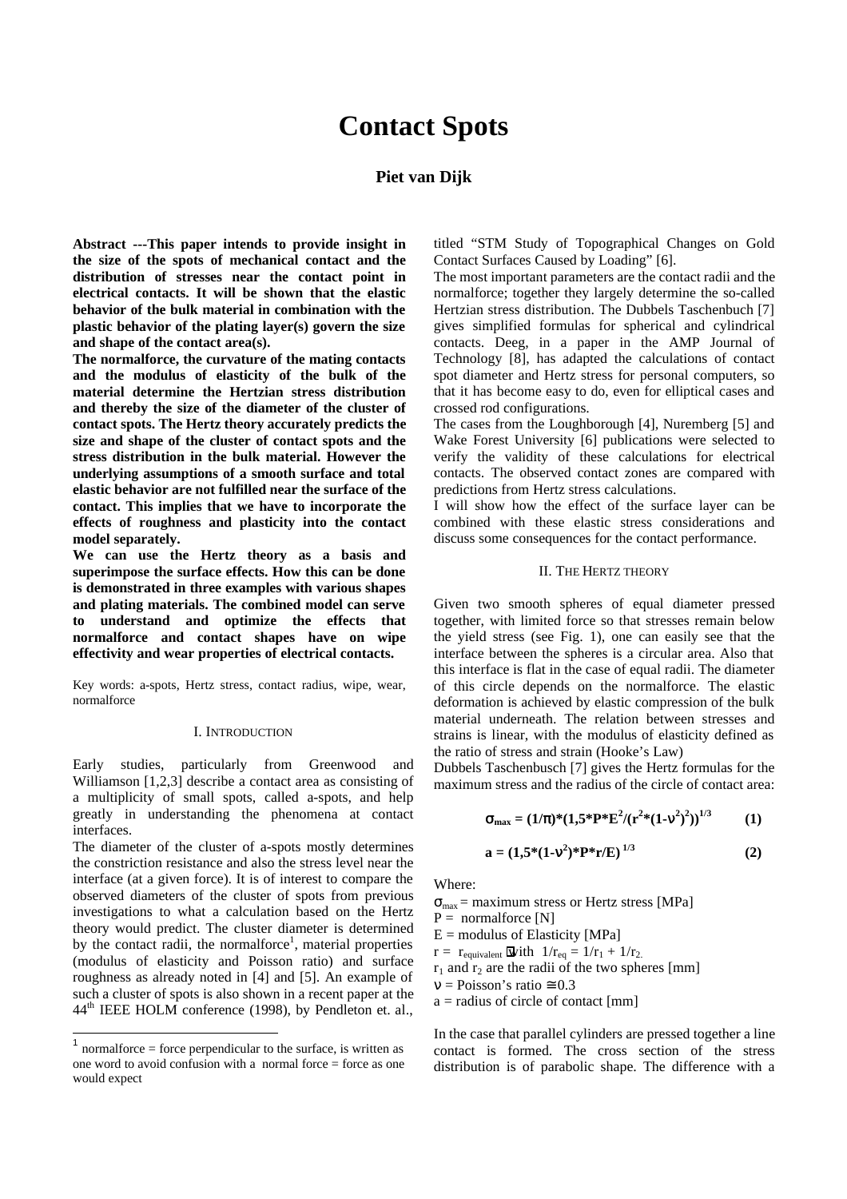# Contact Spots

## Piet van Dijk

**Abstract ---This paper intends to provide insight in the size of the spots of mechanical contact and the distribution of stresses near the contact point in electrical contacts. It will be shown that the elastic behavior of the bulk material in combination with the plastic behavior of the plating layer(s) govern the size and shape of the contact area(s).**

**The normalforce, the curvature of the mating contacts and the modulus of elasticity of the bulk of the material determine the Hertzian stress distribution and thereby the size of the diameter of the cluster of contact spots. The Hertz theory accurately predicts the size and shape of the cluster of contact spots and the stress distribution in the bulk material. However the underlying assumptions of a smooth surface and total elastic behavior are not fulfilled near the surface of the contact. This implies that we have to incorporate the effects of roughness and plasticity into the contact model separately.**

**We can use the Hertz theory as a basis and superimpose the surface effects. How this can be done is demonstrated in three examples with various shapes and plating materials. The combined model can serve to understand and optimize the effects that normalforce and contact shapes have on wipe effectivity and wear properties of electrical contacts.**

Key words: a-spots, Hertz stress, contact radius, wipe, wear, normalforce

### I. Introduction

Early studies, particularly from Greenwood and Williamson [1,2,3] describe a contact area as consisting of a multiplicity of small spots, called a-spots, and help greatly in understanding the phenomena at contact interfaces.

The diameter of the cluster of a-spots mostly determines the constriction resistance and also the stress level near the interface (at a given force). It is of interest to compare the observed diameters of the cluster of spots from previous investigations to what a calculation based on the Hertz theory would predict. The cluster diameter is determined by the contact radii, the normalforce[1], material properties (modulus of elasticity and Poisson ratio) and surface roughness as already noted in [4] and [5]. An example of such a cluster of spots is also shown in a recent paper at the 44th IEEE HOLM conference (1998), by Pendleton et. al., titled "STM Study of Topographical Changes on Gold Contact Surfaces Caused by Loading" [6].

The most important parameters are the contact radii and the normalforce; together they largely determine the so-called Hertzian stress distribution. The Dubbels Taschenbuch [7] gives simplified formulas for spherical and cylindrical contacts. Deeg, in a paper in the AMP Journal of Technology [8], has adapted the calculations of contact spot diameter and Hertz stress for personal computers, so that it has become easy to do, even for elliptical cases and crossed rod configurations.

The cases from the Loughborough [4], Nuremberg [5] and Wake Forest University [6] publications were selected to verify the validity of these calculations for electrical contacts. The observed contact zones are compared with predictions from Hertz stress calculations.

I will show how the effect of the surface layer can be combined with these elastic stress considerations and discuss some consequences for the contact performance.

### II. The Hertz theory

Given two smooth spheres of equal diameter pressed together, with limited force so that stresses remain below the yield stress (see Fig. 1), one can easily see that the interface between the spheres is a circular area. Also that this interface is flat in the case of equal radii. The diameter of this circle depends on the normalforce. The elastic deformation is achieved by elastic compression of the bulk material underneath. The relation between stresses and strains is linear, with the modulus of elasticity defined as the ratio of stress and strain (Hooke's Law)

Dubbels Taschenbusch [7] gives the Hertz formulas for the maximum stress and the radius of the circle of contact area:

$$\sigma_{max} = (1/\pi)*(1{,}5*P*E^2/(r^2*(1-\nu^2)^2))^{1/3} \qquad (1)$$

$$a = (1{,}5*(1-\nu^2)*P*r/E)^{1/3} \qquad (2)$$

Where:

$\sigma_{max}$ = maximum stress or Hertz stress [MPa]
P = normalforce [N]
E = modulus of Elasticity [MPa]
r = $r_{equivalent}$ with $1/r_{eq} = 1/r_1 + 1/r_2$.
$r_1$ and $r_2$ are the radii of the two spheres [mm]
$\nu$ = Poisson's ratio $\cong$ 0.3
a = radius of circle of contact [mm]

In the case that parallel cylinders are pressed together a line contact is formed. The cross section of the stress distribution is of parabolic shape. The difference with a

[1] normalforce = force perpendicular to the surface, is written as one word to avoid confusion with a normal force = force as one would expect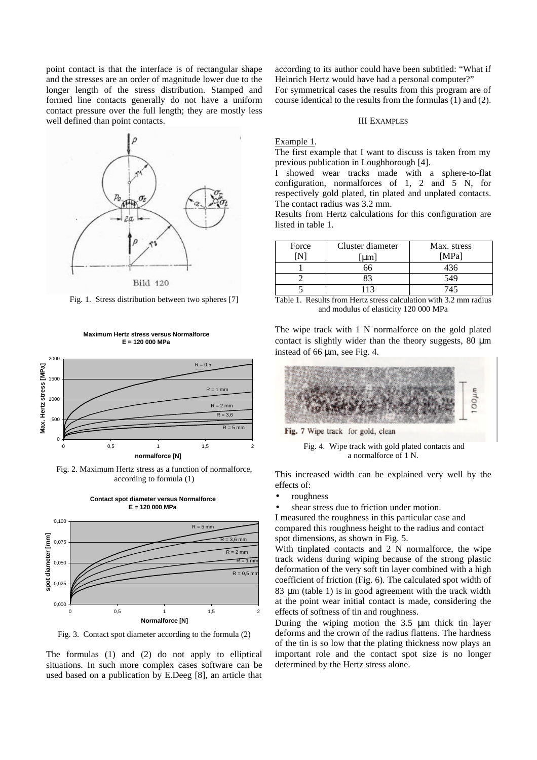point contact is that the interface is of rectangular shape and the stresses are an order of magnitude lower due to the longer length of the stress distribution. Stamped and formed line contacts generally do not have a uniform contact pressure over the full length; they are mostly less well defined than point contacts.

Fig. 1. Stress distribution between two spheres [7]

Fig. 2. Maximum Hertz stress as a function of normalforce, according to formula (1)

Fig. 3. Contact spot diameter according to the formula (2)

The formulas (1) and (2) do not apply to elliptical situations. In such more complex cases software can be used based on a publication by E.Deeg [8], an article that according to its author could have been subtitled: "What if Heinrich Hertz would have had a personal computer?"

For symmetrical cases the results from this program are of course identical to the results from the formulas (1) and (2).

## III EXAMPLES

Example 1.

The first example that I want to discuss is taken from my previous publication in Loughborough [4].

I showed wear tracks made with a sphere-to-flat configuration, normalforces of 1, 2 and 5 N, for respectively gold plated, tin plated and unplated contacts. The contact radius was 3.2 mm.

Results from Hertz calculations for this configuration are listed in table 1.

| Force [N] | Cluster diameter [μm] | Max. stress [MPa] |
|---|---|---|
| 1 | 66 | 436 |
| 2 | 83 | 549 |
| 5 | 113 | 745 |

Table 1. Results from Hertz stress calculation with 3.2 mm radius and modulus of elasticity 120 000 MPa

The wipe track with 1 N normalforce on the gold plated contact is slightly wider than the theory suggests, 80 μm instead of 66 μm, see Fig. 4.

Fig. 4. Wipe track with gold plated contacts and a normalforce of 1 N.

This increased width can be explained very well by the effects of:

- roughness
- shear stress due to friction under motion.

I measured the roughness in this particular case and compared this roughness height to the radius and contact spot dimensions, as shown in Fig. 5.

With tinplated contacts and 2 N normalforce, the wipe track widens during wiping because of the strong plastic deformation of the very soft tin layer combined with a high coefficient of friction (Fig. 6). The calculated spot width of 83 μm (table 1) is in good agreement with the track width at the point wear initial contact is made, considering the effects of softness of tin and roughness.

During the wiping motion the 3.5 μm thick tin layer deforms and the crown of the radius flattens. The hardness of the tin is so low that the plating thickness now plays an important role and the contact spot size is no longer determined by the Hertz stress alone.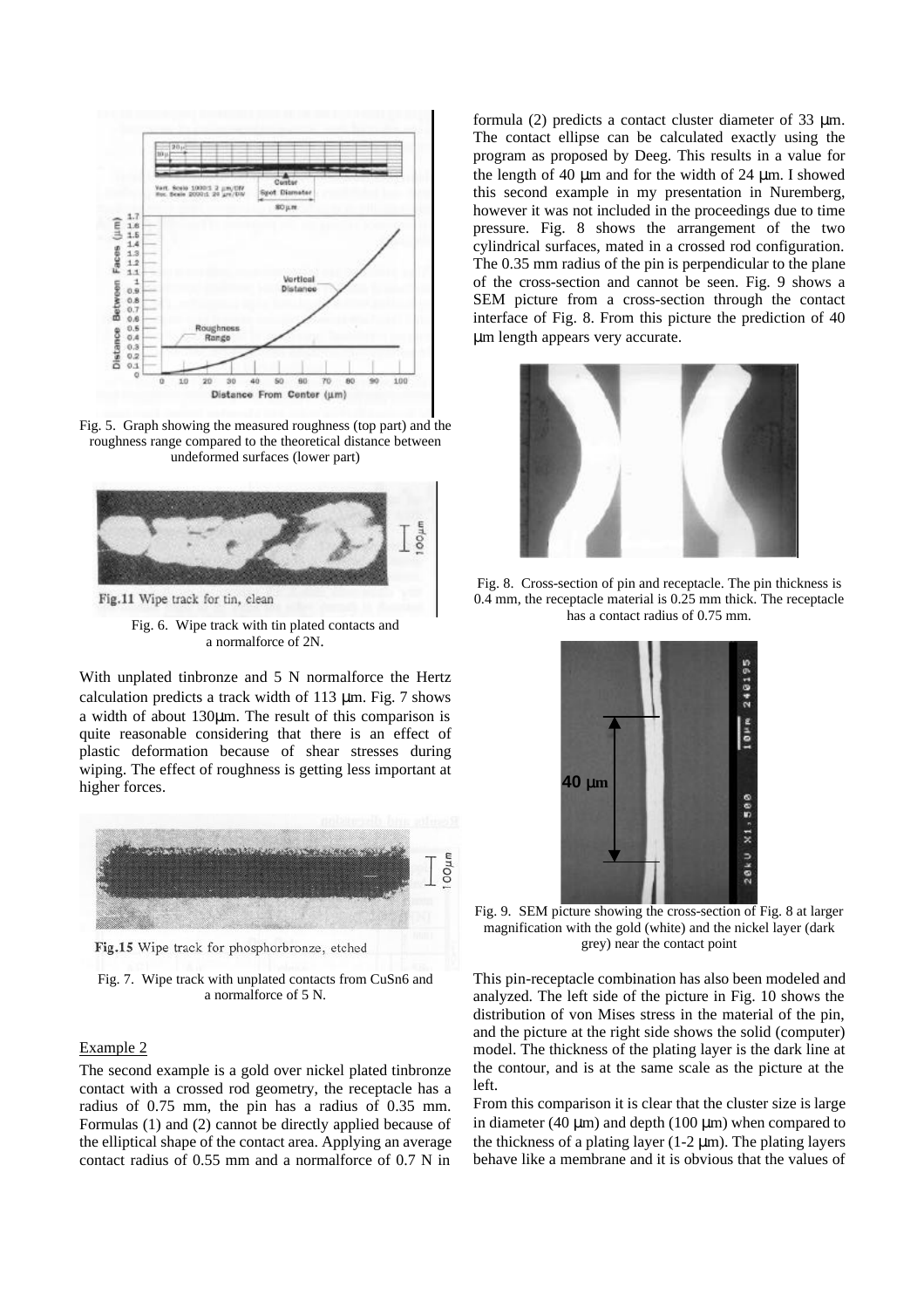Fig. 5. Graph showing the measured roughness (top part) and the roughness range compared to the theoretical distance between undeformed surfaces (lower part)

Fig. 6. Wipe track with tin plated contacts and a normalforce of 2N.

With unplated tinbronze and 5 N normalforce the Hertz calculation predicts a track width of 113 µm. Fig. 7 shows a width of about 130µm. The result of this comparison is quite reasonable considering that there is an effect of plastic deformation because of shear stresses during wiping. The effect of roughness is getting less important at higher forces.

Fig. 7. Wipe track with unplated contacts from CuSn6 and a normalforce of 5 N.

Example 2

The second example is a gold over nickel plated tinbronze contact with a crossed rod geometry, the receptacle has a radius of 0.75 mm, the pin has a radius of 0.35 mm. Formulas (1) and (2) cannot be directly applied because of the elliptical shape of the contact area. Applying an average contact radius of 0.55 mm and a normalforce of 0.7 N in formula (2) predicts a contact cluster diameter of 33 µm. The contact ellipse can be calculated exactly using the program as proposed by Deeg. This results in a value for the length of 40 µm and for the width of 24 µm. I showed this second example in my presentation in Nuremberg, however it was not included in the proceedings due to time pressure. Fig. 8 shows the arrangement of the two cylindrical surfaces, mated in a crossed rod configuration. The 0.35 mm radius of the pin is perpendicular to the plane of the cross-section and cannot be seen. Fig. 9 shows a SEM picture from a cross-section through the contact interface of Fig. 8. From this picture the prediction of 40 µm length appears very accurate.

Fig. 8. Cross-section of pin and receptacle. The pin thickness is 0.4 mm, the receptacle material is 0.25 mm thick. The receptacle has a contact radius of 0.75 mm.

Fig. 9. SEM picture showing the cross-section of Fig. 8 at larger magnification with the gold (white) and the nickel layer (dark grey) near the contact point

This pin-receptacle combination has also been modeled and analyzed. The left side of the picture in Fig. 10 shows the distribution of von Mises stress in the material of the pin, and the picture at the right side shows the solid (computer) model. The thickness of the plating layer is the dark line at the contour, and is at the same scale as the picture at the left.

From this comparison it is clear that the cluster size is large in diameter (40 µm) and depth (100 µm) when compared to the thickness of a plating layer (1-2 µm). The plating layers behave like a membrane and it is obvious that the values of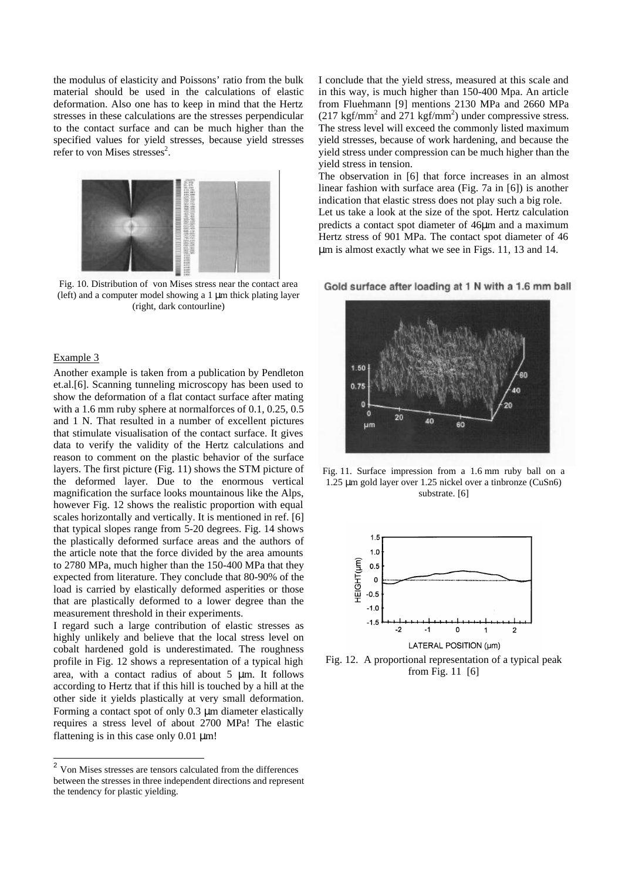the modulus of elasticity and Poissons' ratio from the bulk material should be used in the calculations of elastic deformation. Also one has to keep in mind that the Hertz stresses in these calculations are the stresses perpendicular to the contact surface and can be much higher than the specified values for yield stresses, because yield stresses refer to von Mises stresses[2].

Fig. 10. Distribution of von Mises stress near the contact area (left) and a computer model showing a 1 μm thick plating layer (right, dark contourline)

Example 3

Another example is taken from a publication by Pendleton et.al.[6]. Scanning tunneling microscopy has been used to show the deformation of a flat contact surface after mating with a 1.6 mm ruby sphere at normalforces of 0.1, 0.25, 0.5 and 1 N. That resulted in a number of excellent pictures that stimulate visualisation of the contact surface. It gives data to verify the validity of the Hertz calculations and reason to comment on the plastic behavior of the surface layers. The first picture (Fig. 11) shows the STM picture of the deformed layer. Due to the enormous vertical magnification the surface looks mountainous like the Alps, however Fig. 12 shows the realistic proportion with equal scales horizontally and vertically. It is mentioned in ref. [6] that typical slopes range from 5-20 degrees. Fig. 14 shows the plastically deformed surface areas and the authors of the article note that the force divided by the area amounts to 2780 MPa, much higher than the 150-400 MPa that they expected from literature. They conclude that 80-90% of the load is carried by elastically deformed asperities or those that are plastically deformed to a lower degree than the measurement threshold in their experiments.

I regard such a large contribution of elastic stresses as highly unlikely and believe that the local stress level on cobalt hardened gold is underestimated. The roughness profile in Fig. 12 shows a representation of a typical high area, with a contact radius of about 5 μm. It follows according to Hertz that if this hill is touched by a hill at the other side it yields plastically at very small deformation. Forming a contact spot of only 0.3 μm diameter elastically requires a stress level of about 2700 MPa! The elastic flattening is in this case only 0.01 μm!

I conclude that the yield stress, measured at this scale and in this way, is much higher than 150-400 Mpa. An article from Fluehmann [9] mentions 2130 MPa and 2660 MPa (217 kgf/mm$^2$ and 271 kgf/mm$^2$) under compressive stress. The stress level will exceed the commonly listed maximum yield stresses, because of work hardening, and because the yield stress under compression can be much higher than the yield stress in tension.

The observation in [6] that force increases in an almost linear fashion with surface area (Fig. 7a in [6]) is another indication that elastic stress does not play such a big role.

Let us take a look at the size of the spot. Hertz calculation predicts a contact spot diameter of 46μm and a maximum Hertz stress of 901 MPa. The contact spot diameter of 46 μm is almost exactly what we see in Figs. 11, 13 and 14.

Gold surface after loading at 1 N with a 1.6 mm ball

Fig. 11. Surface impression from a 1.6 mm ruby ball on a 1.25 μm gold layer over 1.25 nickel over a tinbronze (CuSn6) substrate. [6]

Fig. 12. A proportional representation of a typical peak from Fig. 11 [6]

[2] Von Mises stresses are tensors calculated from the differences between the stresses in three independent directions and represent the tendency for plastic yielding.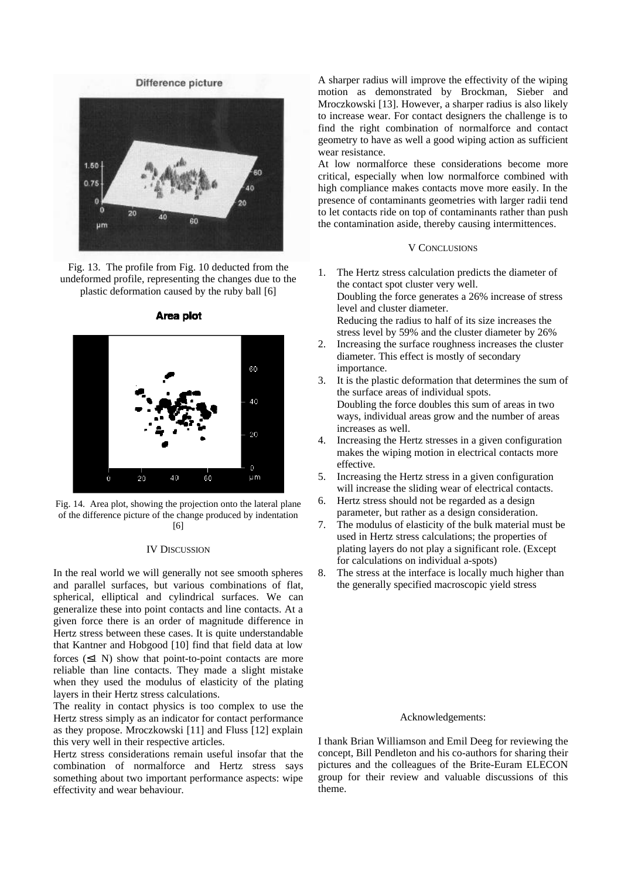Fig. 13. The profile from Fig. 10 deducted from the undeformed profile, representing the changes due to the plastic deformation caused by the ruby ball [6]

Fig. 14. Area plot, showing the projection onto the lateral plane of the difference picture of the change produced by indentation [6]

## IV Discussion

In the real world we will generally not see smooth spheres and parallel surfaces, but various combinations of flat, spherical, elliptical and cylindrical surfaces. We can generalize these into point contacts and line contacts. At a given force there is an order of magnitude difference in Hertz stress between these cases. It is quite understandable that Kantner and Hobgood [10] find that field data at low forces ($\leq 1$ N) show that point-to-point contacts are more reliable than line contacts. They made a slight mistake when they used the modulus of elasticity of the plating layers in their Hertz stress calculations.

The reality in contact physics is too complex to use the Hertz stress simply as an indicator for contact performance as they propose. Mroczkowski [11] and Fluss [12] explain this very well in their respective articles.

Hertz stress considerations remain useful insofar that the combination of normalforce and Hertz stress says something about two important performance aspects: wipe effectivity and wear behaviour.

A sharper radius will improve the effectivity of the wiping motion as demonstrated by Brockman, Sieber and Mroczkowski [13]. However, a sharper radius is also likely to increase wear. For contact designers the challenge is to find the right combination of normalforce and contact geometry to have as well a good wiping action as sufficient wear resistance.

At low normalforce these considerations become more critical, especially when low normalforce combined with high compliance makes contacts move more easily. In the presence of contaminants geometries with larger radii tend to let contacts ride on top of contaminants rather than push the contamination aside, thereby causing intermittences.

## V Conclusions

1. The Hertz stress calculation predicts the diameter of the contact spot cluster very well.
   Doubling the force generates a 26% increase of stress level and cluster diameter.
   Reducing the radius to half of its size increases the stress level by 59% and the cluster diameter by 26%
2. Increasing the surface roughness increases the cluster diameter. This effect is mostly of secondary importance.
3. It is the plastic deformation that determines the sum of the surface areas of individual spots.
   Doubling the force doubles this sum of areas in two ways, individual areas grow and the number of areas increases as well.
4. Increasing the Hertz stresses in a given configuration makes the wiping motion in electrical contacts more effective.
5. Increasing the Hertz stress in a given configuration will increase the sliding wear of electrical contacts.
6. Hertz stress should not be regarded as a design parameter, but rather as a design consideration.
7. The modulus of elasticity of the bulk material must be used in Hertz stress calculations; the properties of plating layers do not play a significant role. (Except for calculations on individual a-spots)
8. The stress at the interface is locally much higher than the generally specified macroscopic yield stress

## Acknowledgements:

I thank Brian Williamson and Emil Deeg for reviewing the concept, Bill Pendleton and his co-authors for sharing their pictures and the colleagues of the Brite-Euram ELECON group for their review and valuable discussions of this theme.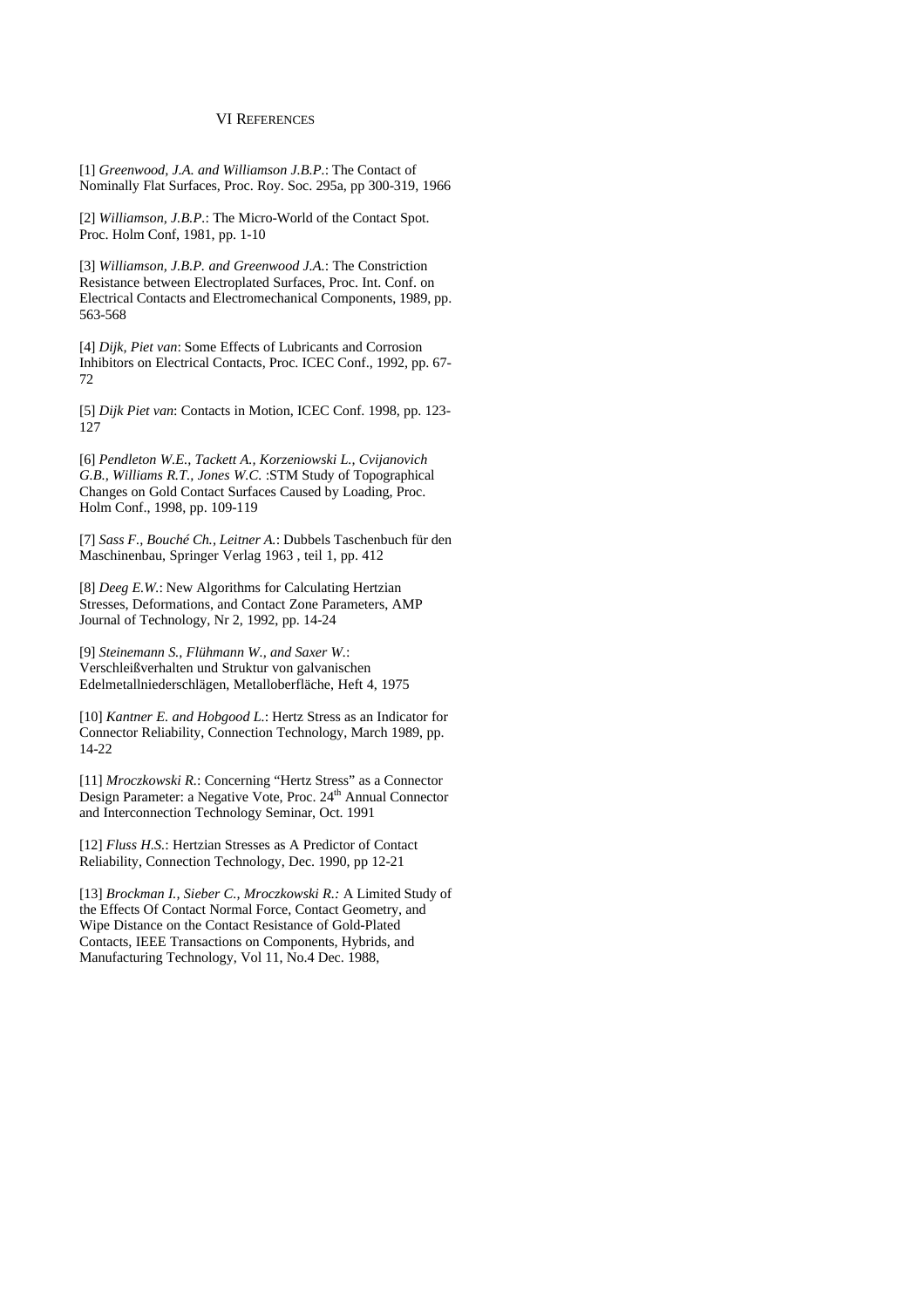## VI REFERENCES

[1] *Greenwood, J.A. and Williamson J.B.P.*: The Contact of Nominally Flat Surfaces, Proc. Roy. Soc. 295a, pp 300-319, 1966

[2] *Williamson, J.B.P.*: The Micro-World of the Contact Spot. Proc. Holm Conf, 1981, pp. 1-10

[3] *Williamson, J.B.P. and Greenwood J.A.*: The Constriction Resistance between Electroplated Surfaces, Proc. Int. Conf. on Electrical Contacts and Electromechanical Components, 1989, pp. 563-568

[4] *Dijk, Piet van*: Some Effects of Lubricants and Corrosion Inhibitors on Electrical Contacts, Proc. ICEC Conf., 1992, pp. 67-72

[5] *Dijk Piet van*: Contacts in Motion, ICEC Conf. 1998, pp. 123-127

[6] *Pendleton W.E., Tackett A., Korzeniowski L., Cvijanovich G.B., Williams R.T., Jones W.C.* :STM Study of Topographical Changes on Gold Contact Surfaces Caused by Loading, Proc. Holm Conf., 1998, pp. 109-119

[7] *Sass F., Bouché Ch., Leitner A.*: Dubbels Taschenbuch für den Maschinenbau, Springer Verlag 1963 , teil 1, pp. 412

[8] *Deeg E.W.*: New Algorithms for Calculating Hertzian Stresses, Deformations, and Contact Zone Parameters, AMP Journal of Technology, Nr 2, 1992, pp. 14-24

[9] *Steinemann S., Flühmann W., and Saxer W.*: Verschleißverhalten und Struktur von galvanischen Edelmetallniederschlägen, Metalloberfläche, Heft 4, 1975

[10] *Kantner E. and Hobgood L.*: Hertz Stress as an Indicator for Connector Reliability, Connection Technology, March 1989, pp. 14-22

[11] *Mroczkowski R.*: Concerning "Hertz Stress" as a Connector Design Parameter: a Negative Vote, Proc. 24th Annual Connector and Interconnection Technology Seminar, Oct. 1991

[12] *Fluss H.S.*: Hertzian Stresses as A Predictor of Contact Reliability, Connection Technology, Dec. 1990, pp 12-21

[13] *Brockman I., Sieber C., Mroczkowski R.:* A Limited Study of the Effects Of Contact Normal Force, Contact Geometry, and Wipe Distance on the Contact Resistance of Gold-Plated Contacts, IEEE Transactions on Components, Hybrids, and Manufacturing Technology, Vol 11, No.4 Dec. 1988,